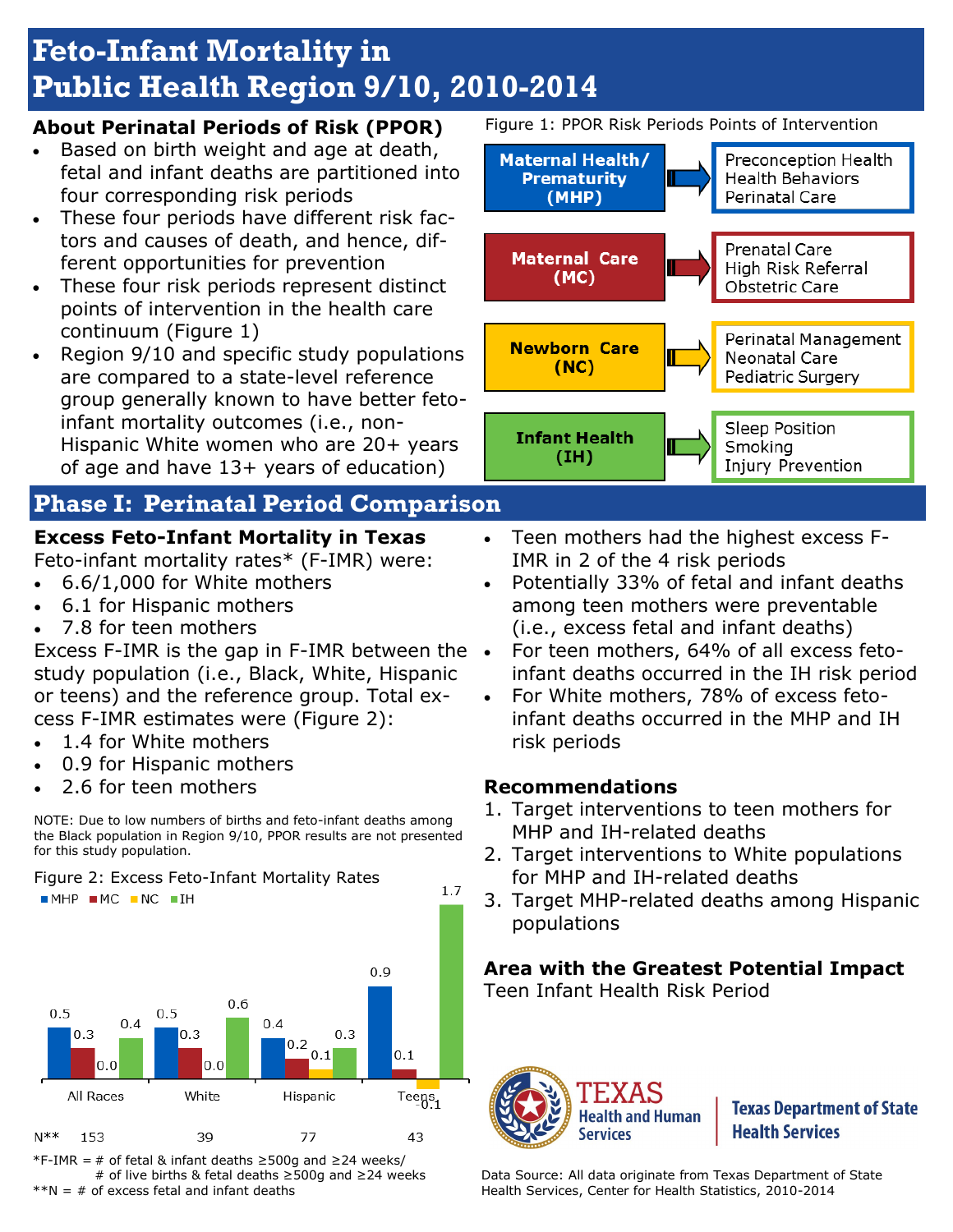# Feto-Infant Mortality in Public Health Region 9/10, 2010-2014

## About Perinatal Periods of Risk (PPOR)

- Based on birth weight and age at death, fetal and infant deaths are partitioned into four corresponding risk periods
- These four periods have different risk factors and causes of death, and hence, different opportunities for prevention
- These four risk periods represent distinct points of intervention in the health care continuum (Figure 1)
- Region 9/10 and specific study populations are compared to a state-level reference group generally known to have better feto-infant mortality outcomes (i.e., non-Hispanic White women who are 20+ years of age and have 13+ years of education)

Figure 1: PPOR Risk Periods Points of Intervention

| Risk Period | Points of Intervention |
|---|---|
| Maternal Health/ Prematurity (MHP) | Preconception Health, Health Behaviors, Perinatal Care |
| Maternal Care (MC) | Prenatal Care, High Risk Referral, Obstetric Care |
| Newborn Care (NC) | Perinatal Management, Neonatal Care, Pediatric Surgery |
| Infant Health (IH) | Sleep Position, Smoking, Injury Prevention |

## Phase I: Perinatal Period Comparison

### Excess Feto-Infant Mortality in Texas

Feto-infant mortality rates* (F-IMR) were:

- 6.6/1,000 for White mothers
- 6.1 for Hispanic mothers
- 7.8 for teen mothers

Excess F-IMR is the gap in F-IMR between the study population (i.e., Black, White, Hispanic or teens) and the reference group. Total excess F-IMR estimates were (Figure 2):

- 1.4 for White mothers
- 0.9 for Hispanic mothers
- 2.6 for teen mothers

NOTE: Due to low numbers of births and feto-infant deaths among the Black population in Region 9/10, PPOR results are not presented for this study population.

Figure 2: Excess Feto-Infant Mortality Rates

| | MHP | MC | NC | IH | N** |
|---|---|---|---|---|---|
| All Races | 0.5 | 0.3 | 0.0 | 0.4 | 153 |
| White | 0.5 | 0.3 | 0.0 | 0.6 | 39 |
| Hispanic | 0.4 | 0.2 | 0.1 | 0.3 | 77 |
| Teens | 0.9 | 0.1 | -0.1 | 1.7 | 43 |

*F-IMR = # of fetal & infant deaths ≥500g and ≥24 weeks/ # of live births & fetal deaths ≥500g and ≥24 weeks

**N = # of excess fetal and infant deaths

- Teen mothers had the highest excess F-IMR in 2 of the 4 risk periods
- Potentially 33% of fetal and infant deaths among teen mothers were preventable (i.e., excess fetal and infant deaths)
- For teen mothers, 64% of all excess feto-infant deaths occurred in the IH risk period
- For White mothers, 78% of excess feto-infant deaths occurred in the MHP and IH risk periods

### Recommendations

1. Target interventions to teen mothers for MHP and IH-related deaths
2. Target interventions to White populations for MHP and IH-related deaths
3. Target MHP-related deaths among Hispanic populations

### Area with the Greatest Potential Impact

Teen Infant Health Risk Period

Texas Health and Human Services | Texas Department of State Health Services

Data Source: All data originate from Texas Department of State Health Services, Center for Health Statistics, 2010-2014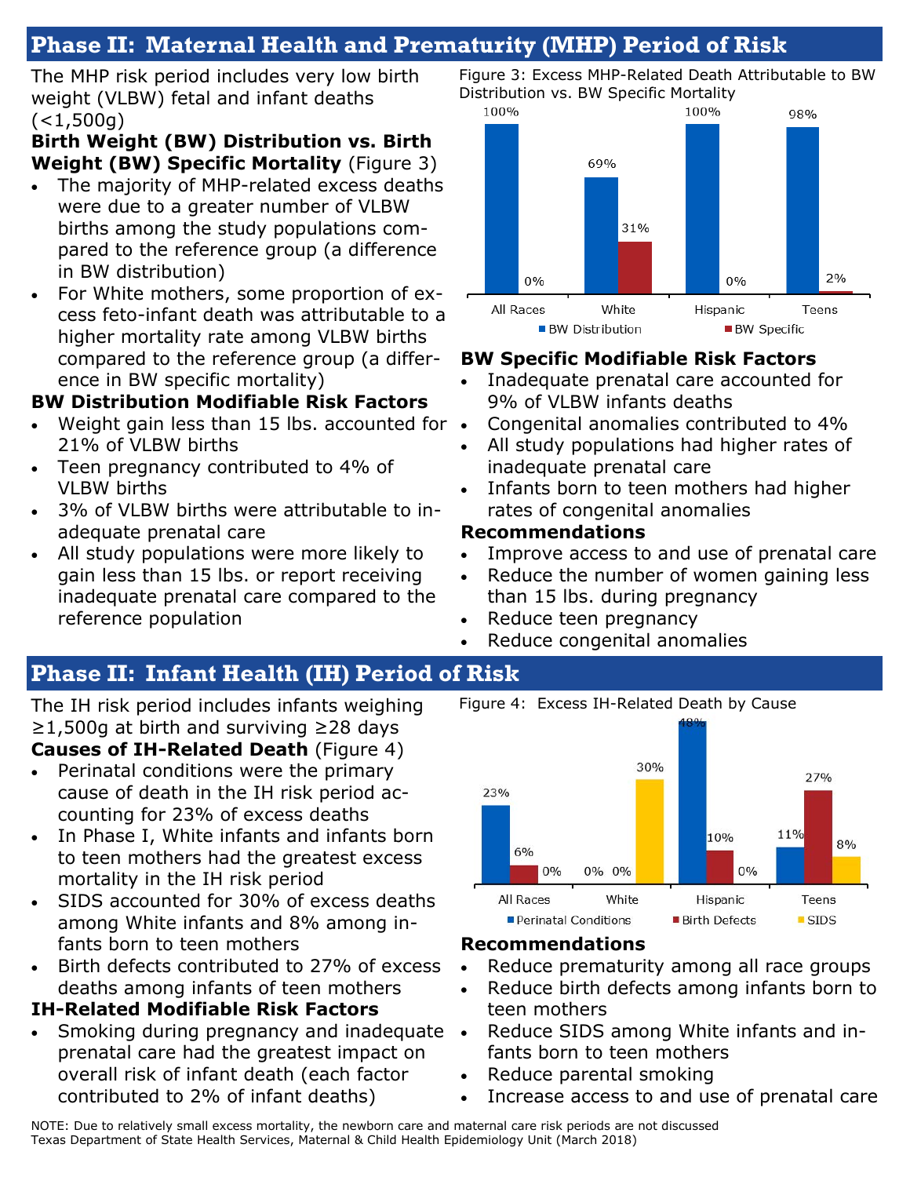## Phase II: Maternal Health and Prematurity (MHP) Period of Risk

The MHP risk period includes very low birth weight (VLBW) fetal and infant deaths (<1,500g)

**Birth Weight (BW) Distribution vs. Birth Weight (BW) Specific Mortality** (Figure 3)

- The majority of MHP-related excess deaths were due to a greater number of VLBW births among the study populations compared to the reference group (a difference in BW distribution)
- For White mothers, some proportion of excess feto-infant death was attributable to a higher mortality rate among VLBW births compared to the reference group (a difference in BW specific mortality)

**BW Distribution Modifiable Risk Factors**

- Weight gain less than 15 lbs. accounted for 21% of VLBW births
- Teen pregnancy contributed to 4% of VLBW births
- 3% of VLBW births were attributable to inadequate prenatal care
- All study populations were more likely to gain less than 15 lbs. or report receiving inadequate prenatal care compared to the reference population

Figure 3: Excess MHP-Related Death Attributable to BW Distribution vs. BW Specific Mortality

All Races: 100%, 0%
White: 69%, 31%
Hispanic: 100%, 0%
Teens: 98%, 2%

BW Distribution
BW Specific

**BW Specific Modifiable Risk Factors**

- Inadequate prenatal care accounted for 9% of VLBW infants deaths
- Congenital anomalies contributed to 4%
- All study populations had higher rates of inadequate prenatal care
- Infants born to teen mothers had higher rates of congenital anomalies

**Recommendations**

- Improve access to and use of prenatal care
- Reduce the number of women gaining less than 15 lbs. during pregnancy
- Reduce teen pregnancy
- Reduce congenital anomalies

## Phase II: Infant Health (IH) Period of Risk

The IH risk period includes infants weighing ≥1,500g at birth and surviving ≥28 days

**Causes of IH-Related Death** (Figure 4)

- Perinatal conditions were the primary cause of death in the IH risk period accounting for 23% of excess deaths
- In Phase I, White infants and infants born to teen mothers had the greatest excess mortality in the IH risk period
- SIDS accounted for 30% of excess deaths among White infants and 8% among infants born to teen mothers
- Birth defects contributed to 27% of excess deaths among infants of teen mothers

**IH-Related Modifiable Risk Factors**

- Smoking during pregnancy and inadequate prenatal care had the greatest impact on overall risk of infant death (each factor contributed to 2% of infant deaths)

Figure 4: Excess IH-Related Death by Cause

All Races: 23%, 6%, 0%
White: 0%, 0%, 30%
Hispanic: 48%, 10%, 0%
Teens: 11%, 27%, 8%

Perinatal Conditions
Birth Defects
SIDS

**Recommendations**

- Reduce prematurity among all race groups
- Reduce birth defects among infants born to teen mothers
- Reduce SIDS among White infants and infants born to teen mothers
- Reduce parental smoking
- Increase access to and use of prenatal care

NOTE: Due to relatively small excess mortality, the newborn care and maternal care risk periods are not discussed
Texas Department of State Health Services, Maternal & Child Health Epidemiology Unit (March 2018)